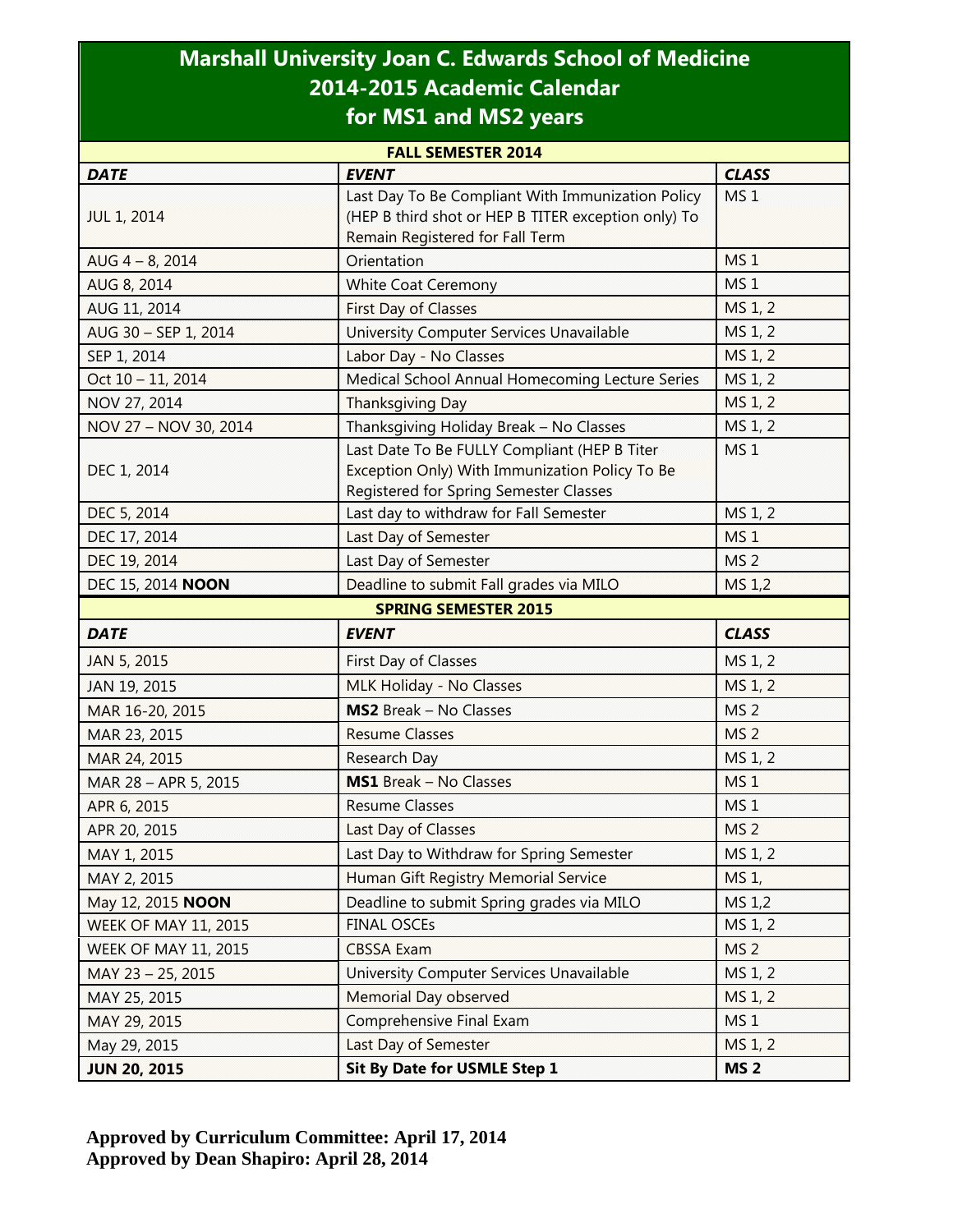# Marshall University Joan C. Edwards School of Medicine
# 2014-2015 Academic Calendar
# for MS1 and MS2 years

| FALL SEMESTER 2014 | | |
|---|---|---|
| ***DATE*** | ***EVENT*** | ***CLASS*** |
| JUL 1, 2014 | Last Day To Be Compliant With Immunization Policy (HEP B third shot or HEP B TITER exception only) To Remain Registered for Fall Term | MS 1 |
| AUG 4 – 8, 2014 | Orientation | MS 1 |
| AUG 8, 2014 | White Coat Ceremony | MS 1 |
| AUG 11, 2014 | First Day of Classes | MS 1, 2 |
| AUG 30 – SEP 1, 2014 | University Computer Services Unavailable | MS 1, 2 |
| SEP 1, 2014 | Labor Day - No Classes | MS 1, 2 |
| Oct 10 – 11, 2014 | Medical School Annual Homecoming Lecture Series | MS 1, 2 |
| NOV 27, 2014 | Thanksgiving Day | MS 1, 2 |
| NOV 27 – NOV 30, 2014 | Thanksgiving Holiday Break – No Classes | MS 1, 2 |
| DEC 1, 2014 | Last Date To Be FULLY Compliant (HEP B Titer Exception Only) With Immunization Policy To Be Registered for Spring Semester Classes | MS 1 |
| DEC 5, 2014 | Last day to withdraw for Fall Semester | MS 1, 2 |
| DEC 17, 2014 | Last Day of Semester | MS 1 |
| DEC 19, 2014 | Last Day of Semester | MS 2 |
| DEC 15, 2014 **NOON** | Deadline to submit Fall grades via MILO | MS 1,2 |

| SPRING SEMESTER 2015 | | |
|---|---|---|
| ***DATE*** | ***EVENT*** | ***CLASS*** |
| JAN 5, 2015 | First Day of Classes | MS 1, 2 |
| JAN 19, 2015 | MLK Holiday - No Classes | MS 1, 2 |
| MAR 16-20, 2015 | **MS2** Break – No Classes | MS 2 |
| MAR 23, 2015 | Resume Classes | MS 2 |
| MAR 24, 2015 | Research Day | MS 1, 2 |
| MAR 28 – APR 5, 2015 | **MS1** Break – No Classes | MS 1 |
| APR 6, 2015 | Resume Classes | MS 1 |
| APR 20, 2015 | Last Day of Classes | MS 2 |
| MAY 1, 2015 | Last Day to Withdraw for Spring Semester | MS 1, 2 |
| MAY 2, 2015 | Human Gift Registry Memorial Service | MS 1, |
| May 12, 2015 **NOON** | Deadline to submit Spring grades via MILO | MS 1,2 |
| WEEK OF MAY 11, 2015 | FINAL OSCEs | MS 1, 2 |
| WEEK OF MAY 11, 2015 | CBSSA Exam | MS 2 |
| MAY 23 – 25, 2015 | University Computer Services Unavailable | MS 1, 2 |
| MAY 25, 2015 | Memorial Day observed | MS 1, 2 |
| MAY 29, 2015 | Comprehensive Final Exam | MS 1 |
| May 29, 2015 | Last Day of Semester | MS 1, 2 |
| **JUN 20, 2015** | **Sit By Date for USMLE Step 1** | **MS 2** |

**Approved by Curriculum Committee: April 17, 2014**
**Approved by Dean Shapiro: April 28, 2014**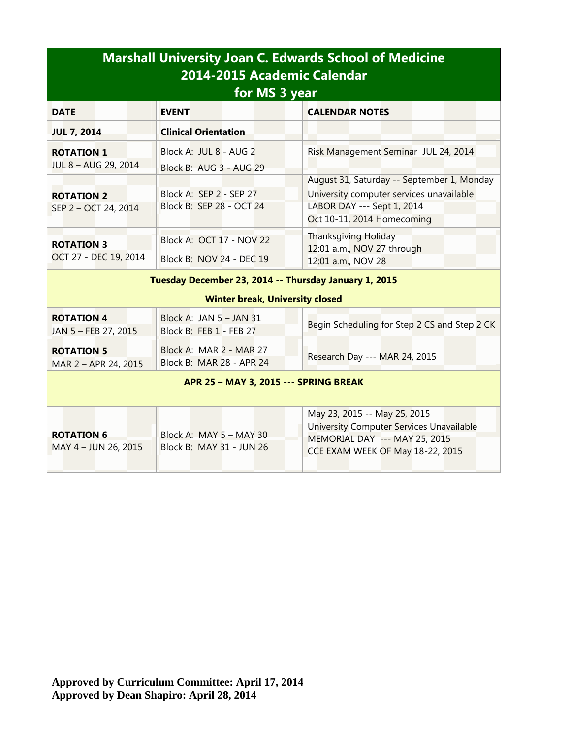# Marshall University Joan C. Edwards School of Medicine
## 2014-2015 Academic Calendar
## for MS 3 year

| DATE | EVENT | CALENDAR NOTES |
|---|---|---|
| **JUL 7, 2014** | **Clinical Orientation** | |
| **ROTATION 1**<br>JUL 8 – AUG 29, 2014 | Block A: JUL 8 - AUG 2<br>Block B: AUG 3 - AUG 29 | Risk Management Seminar JUL 24, 2014 |
| **ROTATION 2**<br>SEP 2 – OCT 24, 2014 | Block A: SEP 2 - SEP 27<br>Block B: SEP 28 - OCT 24 | August 31, Saturday -- September 1, Monday<br>University computer services unavailable<br>LABOR DAY --- Sept 1, 2014<br>Oct 10-11, 2014 Homecoming |
| **ROTATION 3**<br>OCT 27 - DEC 19, 2014 | Block A: OCT 17 - NOV 22<br>Block B: NOV 24 - DEC 19 | Thanksgiving Holiday<br>12:01 a.m., NOV 27 through<br>12:01 a.m., NOV 28 |
| **Tuesday December 23, 2014 -- Thursday January 1, 2015**<br>**Winter break, University closed** | | |
| **ROTATION 4**<br>JAN 5 – FEB 27, 2015 | Block A: JAN 5 – JAN 31<br>Block B: FEB 1 - FEB 27 | Begin Scheduling for Step 2 CS and Step 2 CK |
| **ROTATION 5**<br>MAR 2 – APR 24, 2015 | Block A: MAR 2 - MAR 27<br>Block B: MAR 28 - APR 24 | Research Day --- MAR 24, 2015 |
| **APR 25 – MAY 3, 2015 --- SPRING BREAK** | | |
| **ROTATION 6**<br>MAY 4 – JUN 26, 2015 | Block A: MAY 5 – MAY 30<br>Block B: MAY 31 - JUN 26 | May 23, 2015 -- May 25, 2015<br>University Computer Services Unavailable<br>MEMORIAL DAY --- MAY 25, 2015<br>CCE EXAM WEEK OF May 18-22, 2015 |

**Approved by Curriculum Committee: April 17, 2014**
**Approved by Dean Shapiro: April 28, 2014**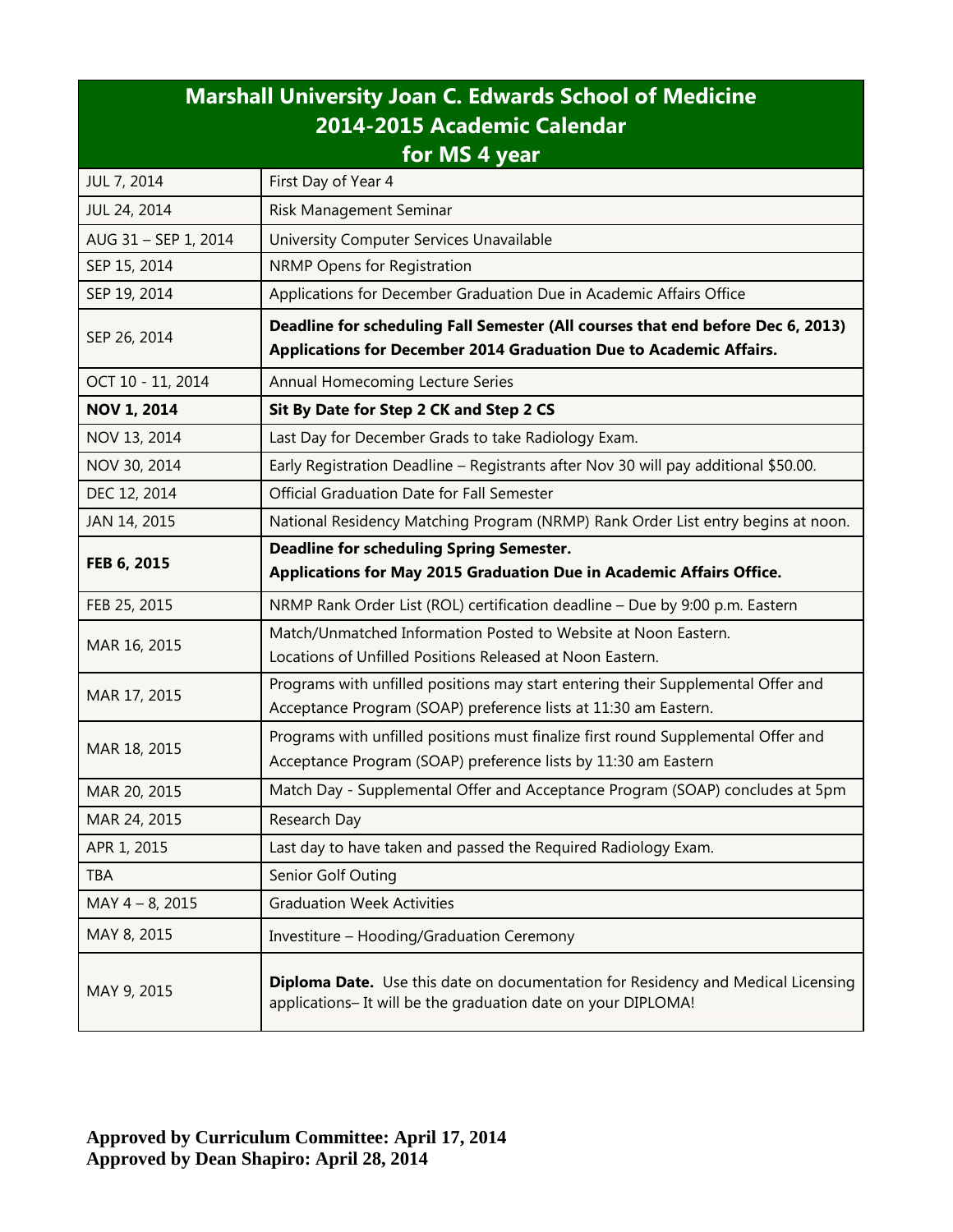| Marshall University Joan C. Edwards School of Medicine 2014-2015 Academic Calendar for MS 4 year | |
|---|---|
| JUL 7, 2014 | First Day of Year 4 |
| JUL 24, 2014 | Risk Management Seminar |
| AUG 31 – SEP 1, 2014 | University Computer Services Unavailable |
| SEP 15, 2014 | NRMP Opens for Registration |
| SEP 19, 2014 | Applications for December Graduation Due in Academic Affairs Office |
| SEP 26, 2014 | **Deadline for scheduling Fall Semester (All courses that end before Dec 6, 2013) Applications for December 2014 Graduation Due to Academic Affairs.** |
| OCT 10 - 11, 2014 | Annual Homecoming Lecture Series |
| **NOV 1, 2014** | **Sit By Date for Step 2 CK and Step 2 CS** |
| NOV 13, 2014 | Last Day for December Grads to take Radiology Exam. |
| NOV 30, 2014 | Early Registration Deadline – Registrants after Nov 30 will pay additional $50.00. |
| DEC 12, 2014 | Official Graduation Date for Fall Semester |
| JAN 14, 2015 | National Residency Matching Program (NRMP) Rank Order List entry begins at noon. |
| **FEB 6, 2015** | **Deadline for scheduling Spring Semester. Applications for May 2015 Graduation Due in Academic Affairs Office.** |
| FEB 25, 2015 | NRMP Rank Order List (ROL) certification deadline – Due by 9:00 p.m. Eastern |
| MAR 16, 2015 | Match/Unmatched Information Posted to Website at Noon Eastern. Locations of Unfilled Positions Released at Noon Eastern. |
| MAR 17, 2015 | Programs with unfilled positions may start entering their Supplemental Offer and Acceptance Program (SOAP) preference lists at 11:30 am Eastern. |
| MAR 18, 2015 | Programs with unfilled positions must finalize first round Supplemental Offer and Acceptance Program (SOAP) preference lists by 11:30 am Eastern |
| MAR 20, 2015 | Match Day - Supplemental Offer and Acceptance Program (SOAP) concludes at 5pm |
| MAR 24, 2015 | Research Day |
| APR 1, 2015 | Last day to have taken and passed the Required Radiology Exam. |
| TBA | Senior Golf Outing |
| MAY 4 – 8, 2015 | Graduation Week Activities |
| MAY 8, 2015 | Investiture – Hooding/Graduation Ceremony |
| MAY 9, 2015 | **Diploma Date.** Use this date on documentation for Residency and Medical Licensing applications– It will be the graduation date on your DIPLOMA! |

**Approved by Curriculum Committee: April 17, 2014**
**Approved by Dean Shapiro: April 28, 2014**